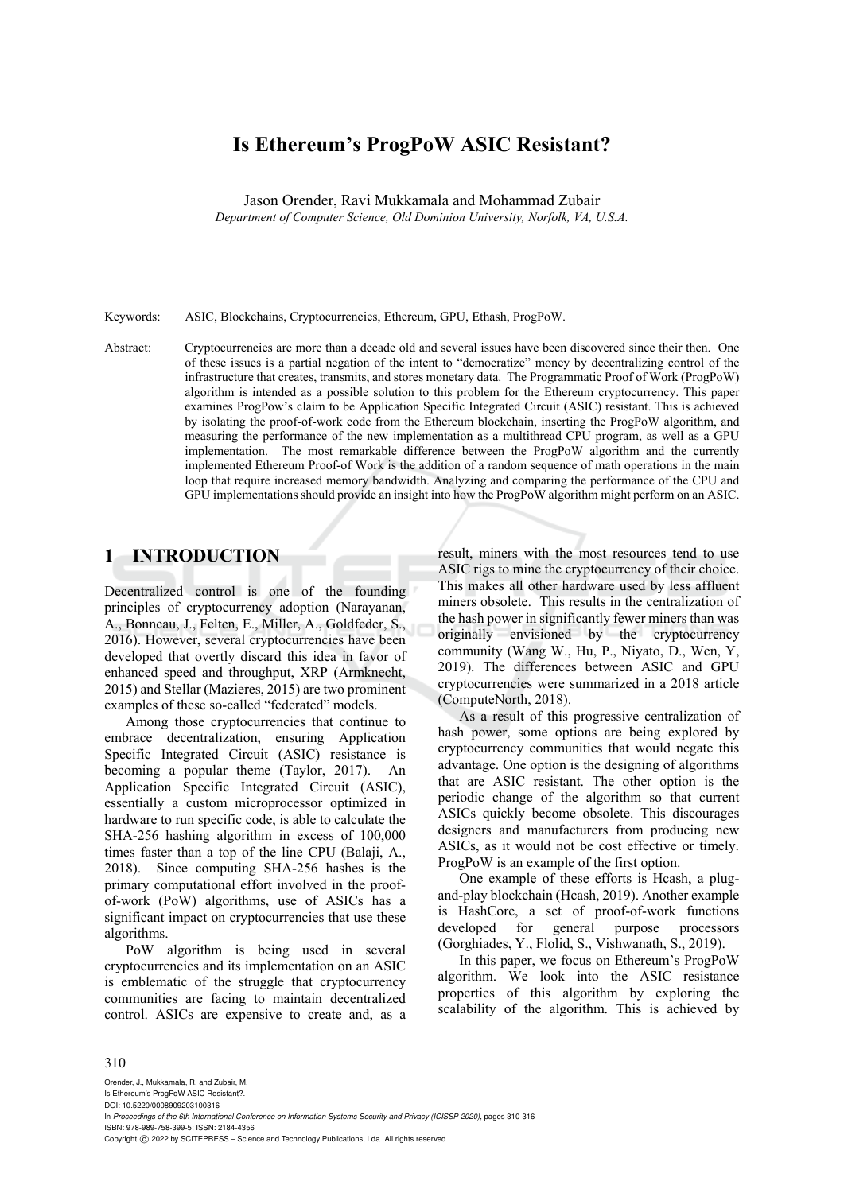# Is Ethereum's ProgPoW ASIC Resistant?

Jason Orender, Ravi Mukkamala and Mohammad Zubair

*Department of Computer Science, Old Dominion University, Norfolk, VA, U.S.A.*

Keywords: ASIC, Blockchains, Cryptocurrencies, Ethereum, GPU, Ethash, ProgPoW.

Abstract: Cryptocurrencies are more than a decade old and several issues have been discovered since their then. One of these issues is a partial negation of the intent to "democratize" money by decentralizing control of the infrastructure that creates, transmits, and stores monetary data. The Programmatic Proof of Work (ProgPoW) algorithm is intended as a possible solution to this problem for the Ethereum cryptocurrency. This paper examines ProgPow's claim to be Application Specific Integrated Circuit (ASIC) resistant. This is achieved by isolating the proof-of-work code from the Ethereum blockchain, inserting the ProgPoW algorithm, and measuring the performance of the new implementation as a multithread CPU program, as well as a GPU implementation. The most remarkable difference between the ProgPoW algorithm and the currently implemented Ethereum Proof-of Work is the addition of a random sequence of math operations in the main loop that require increased memory bandwidth. Analyzing and comparing the performance of the CPU and GPU implementations should provide an insight into how the ProgPoW algorithm might perform on an ASIC.

## 1 INTRODUCTION

Decentralized control is one of the founding principles of cryptocurrency adoption (Narayanan, A., Bonneau, J., Felten, E., Miller, A., Goldfeder, S., 2016). However, several cryptocurrencies have been developed that overtly discard this idea in favor of enhanced speed and throughput, XRP (Armknecht, 2015) and Stellar (Mazieres, 2015) are two prominent examples of these so-called "federated" models.

Among those cryptocurrencies that continue to embrace decentralization, ensuring Application Specific Integrated Circuit (ASIC) resistance is becoming a popular theme (Taylor, 2017). An Application Specific Integrated Circuit (ASIC), essentially a custom microprocessor optimized in hardware to run specific code, is able to calculate the SHA-256 hashing algorithm in excess of 100,000 times faster than a top of the line CPU (Balaji, A., 2018). Since computing SHA-256 hashes is the primary computational effort involved in the proof-of-work (PoW) algorithms, use of ASICs has a significant impact on cryptocurrencies that use these algorithms.

PoW algorithm is being used in several cryptocurrencies and its implementation on an ASIC is emblematic of the struggle that cryptocurrency communities are facing to maintain decentralized control. ASICs are expensive to create and, as a result, miners with the most resources tend to use ASIC rigs to mine the cryptocurrency of their choice. This makes all other hardware used by less affluent miners obsolete. This results in the centralization of the hash power in significantly fewer miners than was originally envisioned by the cryptocurrency community (Wang W., Hu, P., Niyato, D., Wen, Y, 2019). The differences between ASIC and GPU cryptocurrencies were summarized in a 2018 article (ComputeNorth, 2018).

As a result of this progressive centralization of hash power, some options are being explored by cryptocurrency communities that would negate this advantage. One option is the designing of algorithms that are ASIC resistant. The other option is the periodic change of the algorithm so that current ASICs quickly become obsolete. This discourages designers and manufacturers from producing new ASICs, as it would not be cost effective or timely. ProgPoW is an example of the first option.

One example of these efforts is Hcash, a plug-and-play blockchain (Hcash, 2019). Another example is HashCore, a set of proof-of-work functions developed for general purpose processors (Gorghiades, Y., Flolid, S., Vishwanath, S., 2019).

In this paper, we focus on Ethereum's ProgPoW algorithm. We look into the ASIC resistance properties of this algorithm by exploring the scalability of the algorithm. This is achieved by

Orender, J., Mukkamala, R. and Zubair, M.
Is Ethereum's ProgPoW ASIC Resistant?.
DOI: 10.5220/0008909203100316
In *Proceedings of the 6th International Conference on Information Systems Security and Privacy (ICISSP 2020)*, pages 310-316
ISBN: 978-989-758-399-5; ISSN: 2184-4356
Copyright © 2022 by SCITEPRESS – Science and Technology Publications, Lda. All rights reserved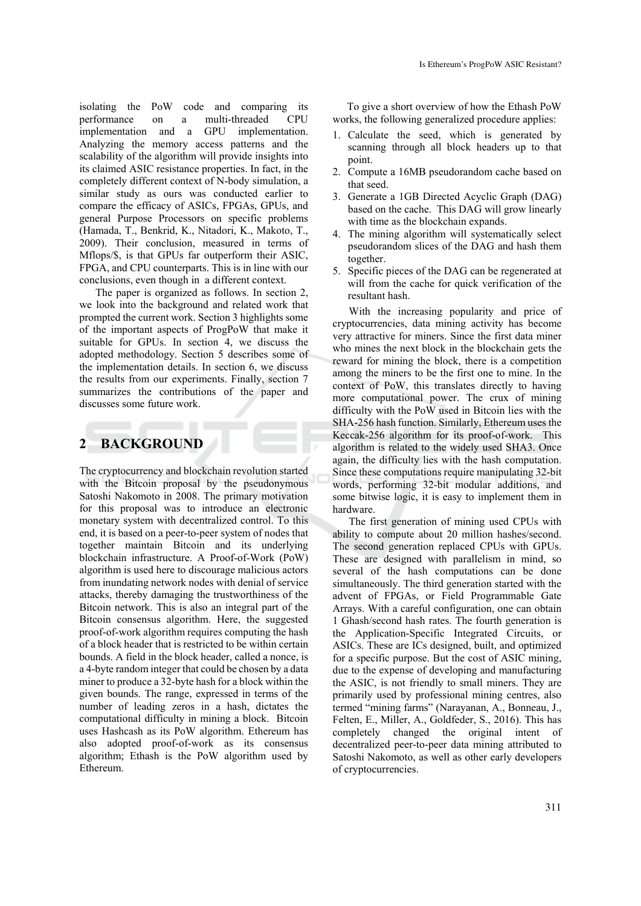isolating the PoW code and comparing its performance on a multi-threaded CPU implementation and a GPU implementation. Analyzing the memory access patterns and the scalability of the algorithm will provide insights into its claimed ASIC resistance properties. In fact, in the completely different context of N-body simulation, a similar study as ours was conducted earlier to compare the efficacy of ASICs, FPGAs, GPUs, and general Purpose Processors on specific problems (Hamada, T., Benkrid, K., Nitadori, K., Makoto, T., 2009). Their conclusion, measured in terms of Mflops/$, is that GPUs far outperform their ASIC, FPGA, and CPU counterparts. This is in line with our conclusions, even though in a different context.

The paper is organized as follows. In section 2, we look into the background and related work that prompted the current work. Section 3 highlights some of the important aspects of ProgPoW that make it suitable for GPUs. In section 4, we discuss the adopted methodology. Section 5 describes some of the implementation details. In section 6, we discuss the results from our experiments. Finally, section 7 summarizes the contributions of the paper and discusses some future work.

## 2 BACKGROUND

The cryptocurrency and blockchain revolution started with the Bitcoin proposal by the pseudonymous Satoshi Nakomoto in 2008. The primary motivation for this proposal was to introduce an electronic monetary system with decentralized control. To this end, it is based on a peer-to-peer system of nodes that together maintain Bitcoin and its underlying blockchain infrastructure. A Proof-of-Work (PoW) algorithm is used here to discourage malicious actors from inundating network nodes with denial of service attacks, thereby damaging the trustworthiness of the Bitcoin network. This is also an integral part of the Bitcoin consensus algorithm. Here, the suggested proof-of-work algorithm requires computing the hash of a block header that is restricted to be within certain bounds. A field in the block header, called a nonce, is a 4-byte random integer that could be chosen by a data miner to produce a 32-byte hash for a block within the given bounds. The range, expressed in terms of the number of leading zeros in a hash, dictates the computational difficulty in mining a block. Bitcoin uses Hashcash as its PoW algorithm. Ethereum has also adopted proof-of-work as its consensus algorithm; Ethash is the PoW algorithm used by Ethereum.

To give a short overview of how the Ethash PoW works, the following generalized procedure applies:

1. Calculate the seed, which is generated by scanning through all block headers up to that point.
2. Compute a 16MB pseudorandom cache based on that seed.
3. Generate a 1GB Directed Acyclic Graph (DAG) based on the cache. This DAG will grow linearly with time as the blockchain expands.
4. The mining algorithm will systematically select pseudorandom slices of the DAG and hash them together.
5. Specific pieces of the DAG can be regenerated at will from the cache for quick verification of the resultant hash.

With the increasing popularity and price of cryptocurrencies, data mining activity has become very attractive for miners. Since the first data miner who mines the next block in the blockchain gets the reward for mining the block, there is a competition among the miners to be the first one to mine. In the context of PoW, this translates directly to having more computational power. The crux of mining difficulty with the PoW used in Bitcoin lies with the SHA-256 hash function. Similarly, Ethereum uses the Keccak-256 algorithm for its proof-of-work. This algorithm is related to the widely used SHA3. Once again, the difficulty lies with the hash computation. Since these computations require manipulating 32-bit words, performing 32-bit modular additions, and some bitwise logic, it is easy to implement them in hardware.

The first generation of mining used CPUs with ability to compute about 20 million hashes/second. The second generation replaced CPUs with GPUs. These are designed with parallelism in mind, so several of the hash computations can be done simultaneously. The third generation started with the advent of FPGAs, or Field Programmable Gate Arrays. With a careful configuration, one can obtain 1 Ghash/second hash rates. The fourth generation is the Application-Specific Integrated Circuits, or ASICs. These are ICs designed, built, and optimized for a specific purpose. But the cost of ASIC mining, due to the expense of developing and manufacturing the ASIC, is not friendly to small miners. They are primarily used by professional mining centres, also termed "mining farms" (Narayanan, A., Bonneau, J., Felten, E., Miller, A., Goldfeder, S., 2016). This has completely changed the original intent of decentralized peer-to-peer data mining attributed to Satoshi Nakomoto, as well as other early developers of cryptocurrencies.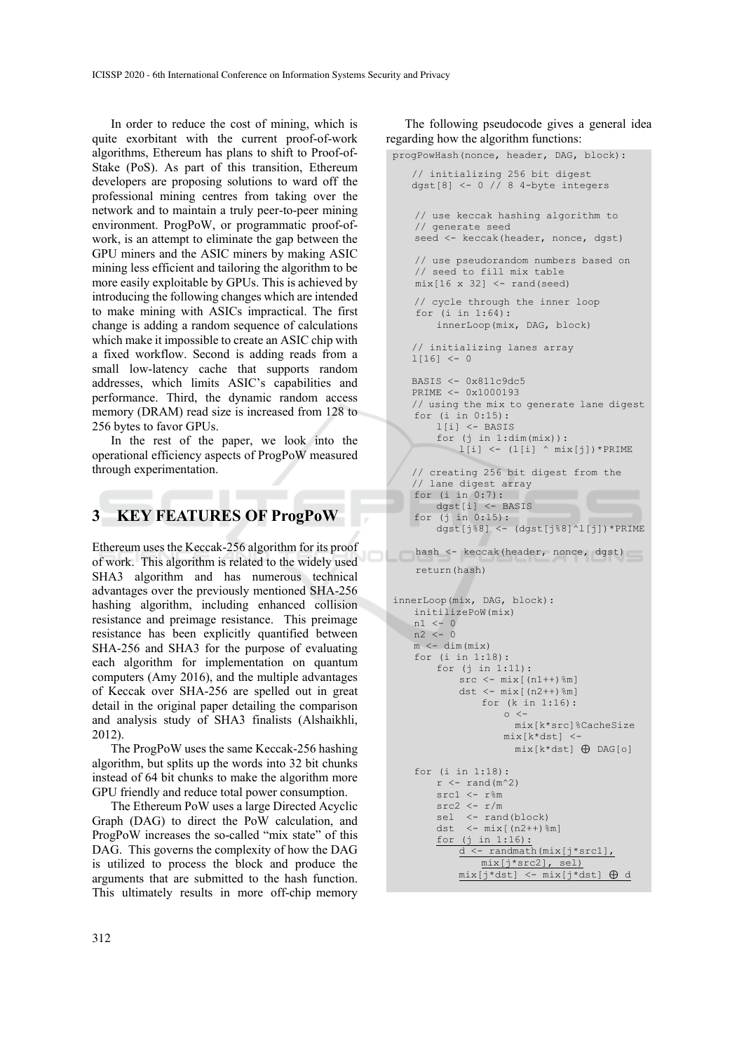In order to reduce the cost of mining, which is quite exorbitant with the current proof-of-work algorithms, Ethereum has plans to shift to Proof-of-Stake (PoS). As part of this transition, Ethereum developers are proposing solutions to ward off the professional mining centres from taking over the network and to maintain a truly peer-to-peer mining environment. ProgPoW, or programmatic proof-of-work, is an attempt to eliminate the gap between the GPU miners and the ASIC miners by making ASIC mining less efficient and tailoring the algorithm to be more easily exploitable by GPUs. This is achieved by introducing the following changes which are intended to make mining with ASICs impractical. The first change is adding a random sequence of calculations which make it impossible to create an ASIC chip with a fixed workflow. Second is adding reads from a small low-latency cache that supports random addresses, which limits ASIC's capabilities and performance. Third, the dynamic random access memory (DRAM) read size is increased from 128 to 256 bytes to favor GPUs.

In the rest of the paper, we look into the operational efficiency aspects of ProgPoW measured through experimentation.

## 3 KEY FEATURES OF ProgPoW

Ethereum uses the Keccak-256 algorithm for its proof of work. This algorithm is related to the widely used SHA3 algorithm and has numerous technical advantages over the previously mentioned SHA-256 hashing algorithm, including enhanced collision resistance and preimage resistance. This preimage resistance has been explicitly quantified between SHA-256 and SHA3 for the purpose of evaluating each algorithm for implementation on quantum computers (Amy 2016), and the multiple advantages of Keccak over SHA-256 are spelled out in great detail in the original paper detailing the comparison and analysis study of SHA3 finalists (Alshaikhli, 2012).

The ProgPoW uses the same Keccak-256 hashing algorithm, but splits up the words into 32 bit chunks instead of 64 bit chunks to make the algorithm more GPU friendly and reduce total power consumption.

The Ethereum PoW uses a large Directed Acyclic Graph (DAG) to direct the PoW calculation, and ProgPoW increases the so-called "mix state" of this DAG. This governs the complexity of how the DAG is utilized to process the block and produce the arguments that are submitted to the hash function. This ultimately results in more off-chip memory

The following pseudocode gives a general idea regarding how the algorithm functions:

```
progPowHash(nonce, header, DAG, block):

    // initializing 256 bit digest
    dgst[8] <- 0 // 8 4-byte integers

    // use keccak hashing algorithm to
    // generate seed
    seed <- keccak(header, nonce, dgst)

    // use pseudorandom numbers based on
    // seed to fill mix table
    mix[16 x 32] <- rand(seed)

    // cycle through the inner loop
    for (i in 1:64):
        innerLoop(mix, DAG, block)

    // initializing lanes array
    l[16] <- 0

    BASIS <- 0x811c9dc5
    PRIME <- 0x1000193
    // using the mix to generate lane digest
    for (i in 0:15):
        l[i] <- BASIS
        for (j in 1:dim(mix)):
            l[i] <- (l[i] ^ mix[j])*PRIME

    // creating 256 bit digest from the
    // lane digest array
    for (i in 0:7):
        dgst[i] <- BASIS
    for (j in 0:15):
        dgst[j%8] <- (dgst[j%8]^l[j])*PRIME

    hash <- keccak(header, nonce, dgst)
    return(hash)


innerLoop(mix, DAG, block):
    initilizePoW(mix)
    n1 <- 0
    n2 <- 0
    m <- dim(mix)
    for (i in 1:18):
        for (j in 1:11):
            src <- mix[(n1++)%m]
            dst <- mix[(n2++)%m]
                for (k in 1:16):
                    o <-
                      mix[k*src]%CacheSize
                    mix[k*dst] <-
                      mix[k*dst] ⊕ DAG[o]

    for (i in 1:18):
        r <- rand(m^2)
        src1 <- r%m
        src2 <- r/m
        sel  <- rand(block)
        dst  <- mix[(n2++)%m]
        for (j in 1:16):
            d <- randmath(mix[j*src1],
                mix[j*src2], sel)
            mix[j*dst] <- mix[j*dst] ⊕ d
```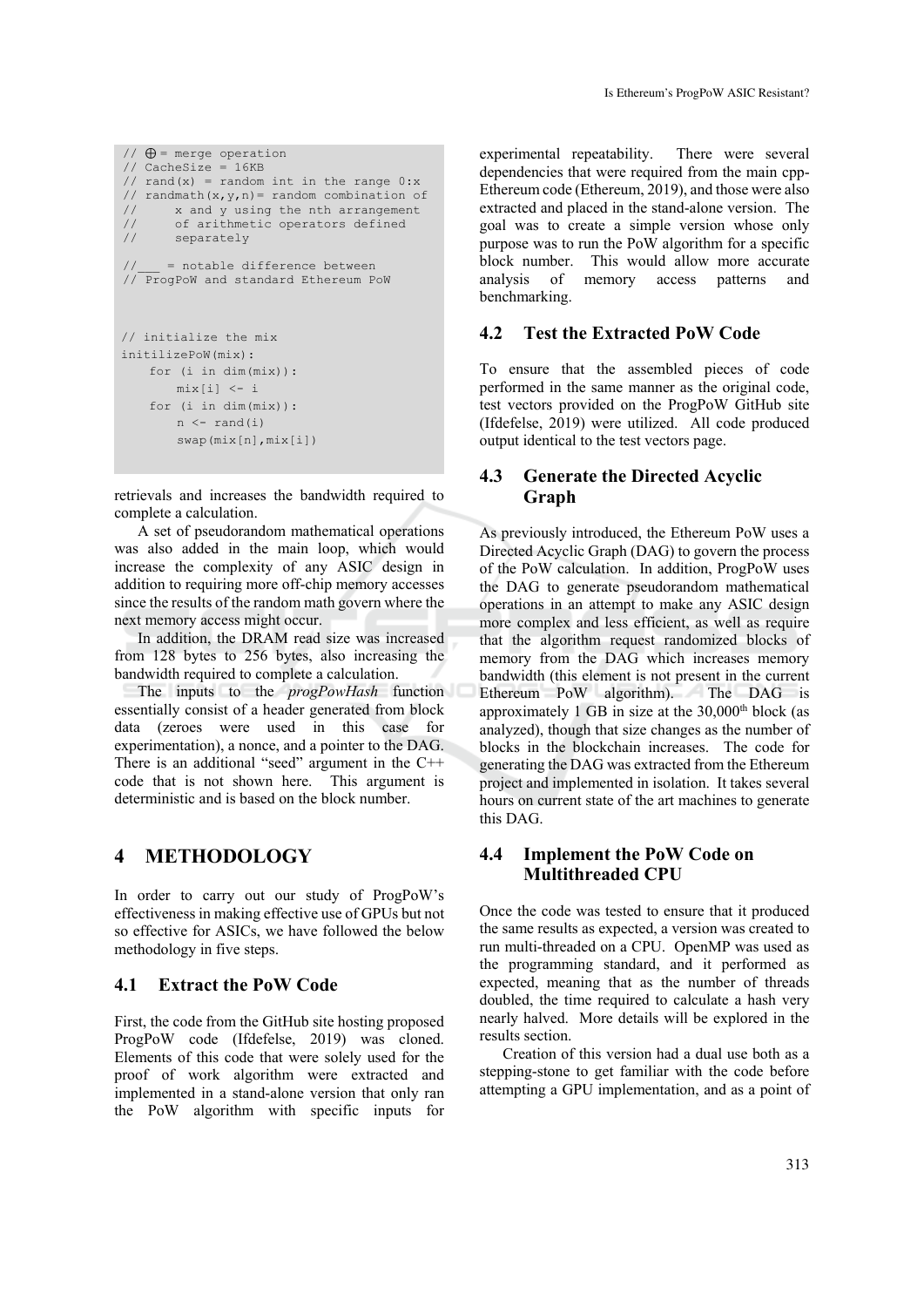```
// ⊕ = merge operation
// CacheSize = 16KB
// rand(x) = random int in the range 0:x
// randmath(x,y,n)= random combination of
//      x and y using the nth arrangement
//      of arithmetic operators defined
//      separately

//___ = notable difference between
// ProgPoW and standard Ethereum PoW



// initialize the mix
initilizePoW(mix):
    for (i in dim(mix)):
        mix[i] <- i
    for (i in dim(mix)):
        n <- rand(i)
        swap(mix[n],mix[i])
```

retrievals and increases the bandwidth required to complete a calculation.

A set of pseudorandom mathematical operations was also added in the main loop, which would increase the complexity of any ASIC design in addition to requiring more off-chip memory accesses since the results of the random math govern where the next memory access might occur.

In addition, the DRAM read size was increased from 128 bytes to 256 bytes, also increasing the bandwidth required to complete a calculation.

The inputs to the *progPowHash* function essentially consist of a header generated from block data (zeroes were used in this case for experimentation), a nonce, and a pointer to the DAG. There is an additional "seed" argument in the C++ code that is not shown here. This argument is deterministic and is based on the block number.

## 4 METHODOLOGY

In order to carry out our study of ProgPoW's effectiveness in making effective use of GPUs but not so effective for ASICs, we have followed the below methodology in five steps.

### 4.1 Extract the PoW Code

First, the code from the GitHub site hosting proposed ProgPoW code (Ifdefelse, 2019) was cloned. Elements of this code that were solely used for the proof of work algorithm were extracted and implemented in a stand-alone version that only ran the PoW algorithm with specific inputs for experimental repeatability. There were several dependencies that were required from the main cpp-Ethereum code (Ethereum, 2019), and those were also extracted and placed in the stand-alone version. The goal was to create a simple version whose only purpose was to run the PoW algorithm for a specific block number. This would allow more accurate analysis of memory access patterns and benchmarking.

### 4.2 Test the Extracted PoW Code

To ensure that the assembled pieces of code performed in the same manner as the original code, test vectors provided on the ProgPoW GitHub site (Ifdefelse, 2019) were utilized. All code produced output identical to the test vectors page.

### 4.3 Generate the Directed Acyclic Graph

As previously introduced, the Ethereum PoW uses a Directed Acyclic Graph (DAG) to govern the process of the PoW calculation. In addition, ProgPoW uses the DAG to generate pseudorandom mathematical operations in an attempt to make any ASIC design more complex and less efficient, as well as require that the algorithm request randomized blocks of memory from the DAG which increases memory bandwidth (this element is not present in the current Ethereum PoW algorithm). The DAG is approximately 1 GB in size at the 30,000$^{th}$ block (as analyzed), though that size changes as the number of blocks in the blockchain increases. The code for generating the DAG was extracted from the Ethereum project and implemented in isolation. It takes several hours on current state of the art machines to generate this DAG.

### 4.4 Implement the PoW Code on Multithreaded CPU

Once the code was tested to ensure that it produced the same results as expected, a version was created to run multi-threaded on a CPU. OpenMP was used as the programming standard, and it performed as expected, meaning that as the number of threads doubled, the time required to calculate a hash very nearly halved. More details will be explored in the results section.

Creation of this version had a dual use both as a stepping-stone to get familiar with the code before attempting a GPU implementation, and as a point of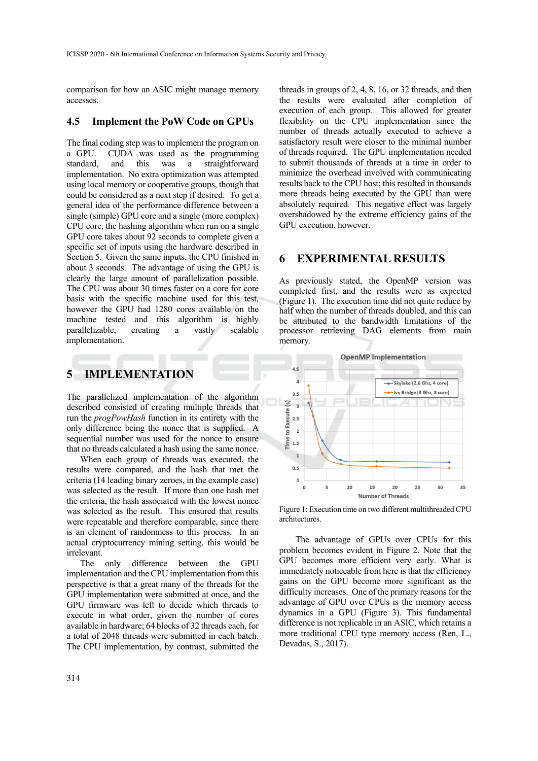comparison for how an ASIC might manage memory accesses.

### 4.5 Implement the PoW Code on GPUs

The final coding step was to implement the program on a GPU. CUDA was used as the programming standard, and this was a straightforward implementation. No extra optimization was attempted using local memory or cooperative groups, though that could be considered as a next step if desired. To get a general idea of the performance difference between a single (simple) GPU core and a single (more complex) CPU core, the hashing algorithm when run on a single GPU core takes about 92 seconds to complete given a specific set of inputs using the hardware described in Section 5. Given the same inputs, the CPU finished in about 3 seconds. The advantage of using the GPU is clearly the large amount of parallelization possible. The CPU was about 30 times faster on a core for core basis with the specific machine used for this test, however the GPU had 1280 cores available on the machine tested and this algorithm is highly parallelizable, creating a vastly scalable implementation.

## 5 IMPLEMENTATION

The parallelized implementation of the algorithm described consisted of creating multiple threads that run the *progPowHash* function in its entirety with the only difference being the nonce that is supplied. A sequential number was used for the nonce to ensure that no threads calculated a hash using the same nonce.

When each group of threads was executed, the results were compared, and the hash that met the criteria (14 leading binary zeroes, in the example case) was selected as the result. If more than one hash met the criteria, the hash associated with the lowest nonce was selected as the result. This ensured that results were repeatable and therefore comparable, since there is an element of randomness to this process. In an actual cryptocurrency mining setting, this would be irrelevant.

The only difference between the GPU implementation and the CPU implementation from this perspective is that a great many of the threads for the GPU implementation were submitted at once, and the GPU firmware was left to decide which threads to execute in what order, given the number of cores available in hardware; 64 blocks of 32 threads each, for a total of 2048 threads were submitted in each batch. The CPU implementation, by contrast, submitted the threads in groups of 2, 4, 8, 16, or 32 threads, and then the results were evaluated after completion of execution of each group. This allowed for greater flexibility on the CPU implementation since the number of threads actually executed to achieve a satisfactory result were closer to the minimal number of threads required. The GPU implementation needed to submit thousands of threads at a time in order to minimize the overhead involved with communicating results back to the CPU host; this resulted in thousands more threads being executed by the GPU than were absolutely required. This negative effect was largely overshadowed by the extreme efficiency gains of the GPU execution, however.

## 6 EXPERIMENTAL RESULTS

As previously stated, the OpenMP version was completed first, and the results were as expected (Figure 1). The execution time did not quite reduce by half when the number of threads doubled, and this can be attributed to the bandwidth limitations of the processor retrieving DAG elements from main memory.

Figure 1: Execution time on two different multithreaded CPU architectures.

The advantage of GPUs over CPUs for this problem becomes evident in Figure 2. Note that the GPU becomes more efficient very early. What is immediately noticeable from here is that the efficiency gains on the GPU become more significant as the difficulty increases. One of the primary reasons for the advantage of GPU over CPUs is the memory access dynamics in a GPU (Figure 3). This fundamental difference is not replicable in an ASIC, which retains a more traditional CPU type memory access (Ren, L., Devadas, S., 2017).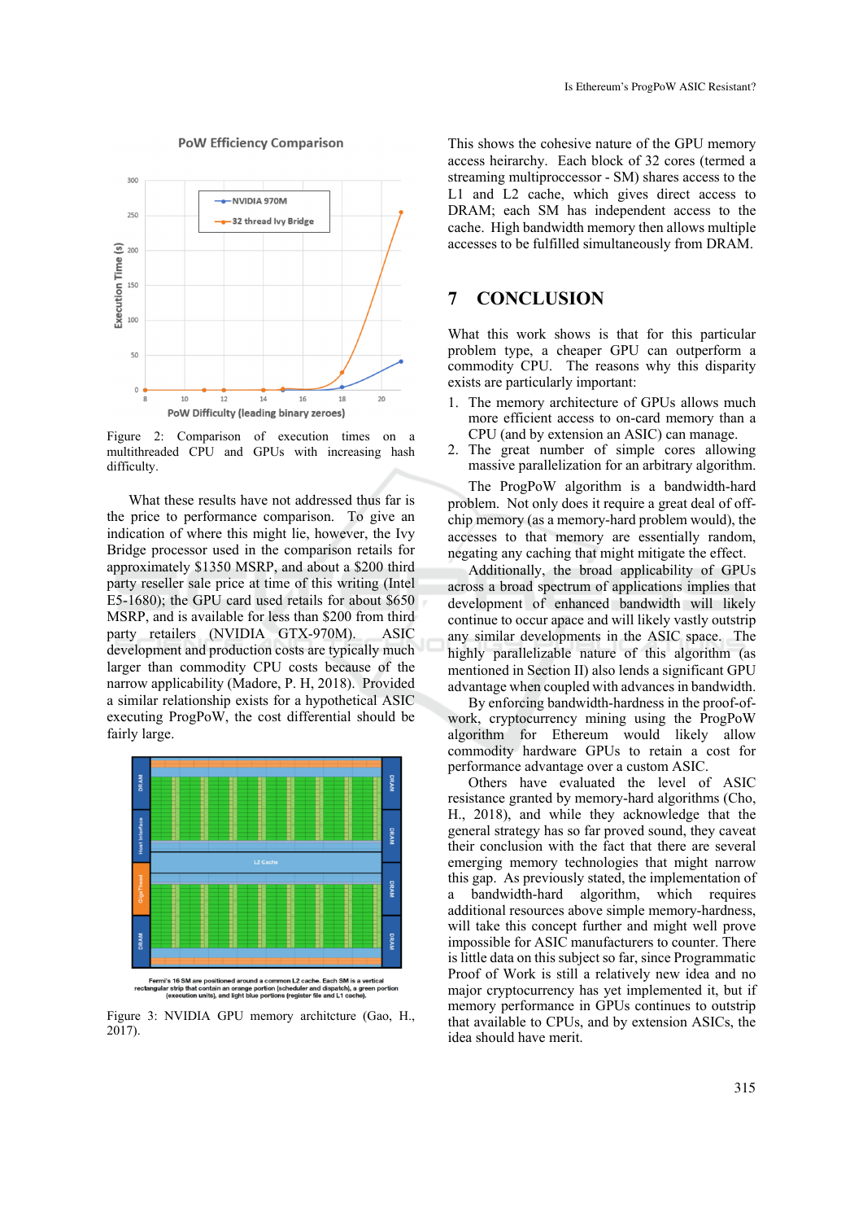PoW Efficiency Comparison

Figure 2: Comparison of execution times on a multithreaded CPU and GPUs with increasing hash difficulty.

What these results have not addressed thus far is the price to performance comparison. To give an indication of where this might lie, however, the Ivy Bridge processor used in the comparison retails for approximately $1350 MSRP, and about a $200 third party reseller sale price at time of this writing (Intel E5-1680); the GPU card used retails for about $650 MSRP, and is available for less than $200 from third party retailers (NVIDIA GTX-970M). ASIC development and production costs are typically much larger than commodity CPU costs because of the narrow applicability (Madore, P. H, 2018). Provided a similar relationship exists for a hypothetical ASIC executing ProgPoW, the cost differential should be fairly large.

Fermi's 16 SM are positioned around a common L2 cache. Each SM is a vertical rectangular strip that contain an orange portion (scheduler and dispatch), a green portion (execution units), and light blue portions (register file and L1 cache).

Figure 3: NVIDIA GPU memory architcture (Gao, H., 2017).

This shows the cohesive nature of the GPU memory access heirarchy. Each block of 32 cores (termed a streaming multiproccessor - SM) shares access to the L1 and L2 cache, which gives direct access to DRAM; each SM has independent access to the cache. High bandwidth memory then allows multiple accesses to be fulfilled simultaneously from DRAM.

# 7 CONCLUSION

What this work shows is that for this particular problem type, a cheaper GPU can outperform a commodity CPU. The reasons why this disparity exists are particularly important:

1. The memory architecture of GPUs allows much more efficient access to on-card memory than a CPU (and by extension an ASIC) can manage.
2. The great number of simple cores allowing massive parallelization for an arbitrary algorithm.

The ProgPoW algorithm is a bandwidth-hard problem. Not only does it require a great deal of off-chip memory (as a memory-hard problem would), the accesses to that memory are essentially random, negating any caching that might mitigate the effect.

Additionally, the broad applicability of GPUs across a broad spectrum of applications implies that development of enhanced bandwidth will likely continue to occur apace and will likely vastly outstrip any similar developments in the ASIC space. The highly parallelizable nature of this algorithm (as mentioned in Section II) also lends a significant GPU advantage when coupled with advances in bandwidth.

By enforcing bandwidth-hardness in the proof-of-work, cryptocurrency mining using the ProgPoW algorithm for Ethereum would likely allow commodity hardware GPUs to retain a cost for performance advantage over a custom ASIC.

Others have evaluated the level of ASIC resistance granted by memory-hard algorithms (Cho, H., 2018), and while they acknowledge that the general strategy has so far proved sound, they caveat their conclusion with the fact that there are several emerging memory technologies that might narrow this gap. As previously stated, the implementation of a bandwidth-hard algorithm, which requires additional resources above simple memory-hardness, will take this concept further and might well prove impossible for ASIC manufacturers to counter. There is little data on this subject so far, since Programmatic Proof of Work is still a relatively new idea and no major cryptocurrency has yet implemented it, but if memory performance in GPUs continues to outstrip that available to CPUs, and by extension ASICs, the idea should have merit.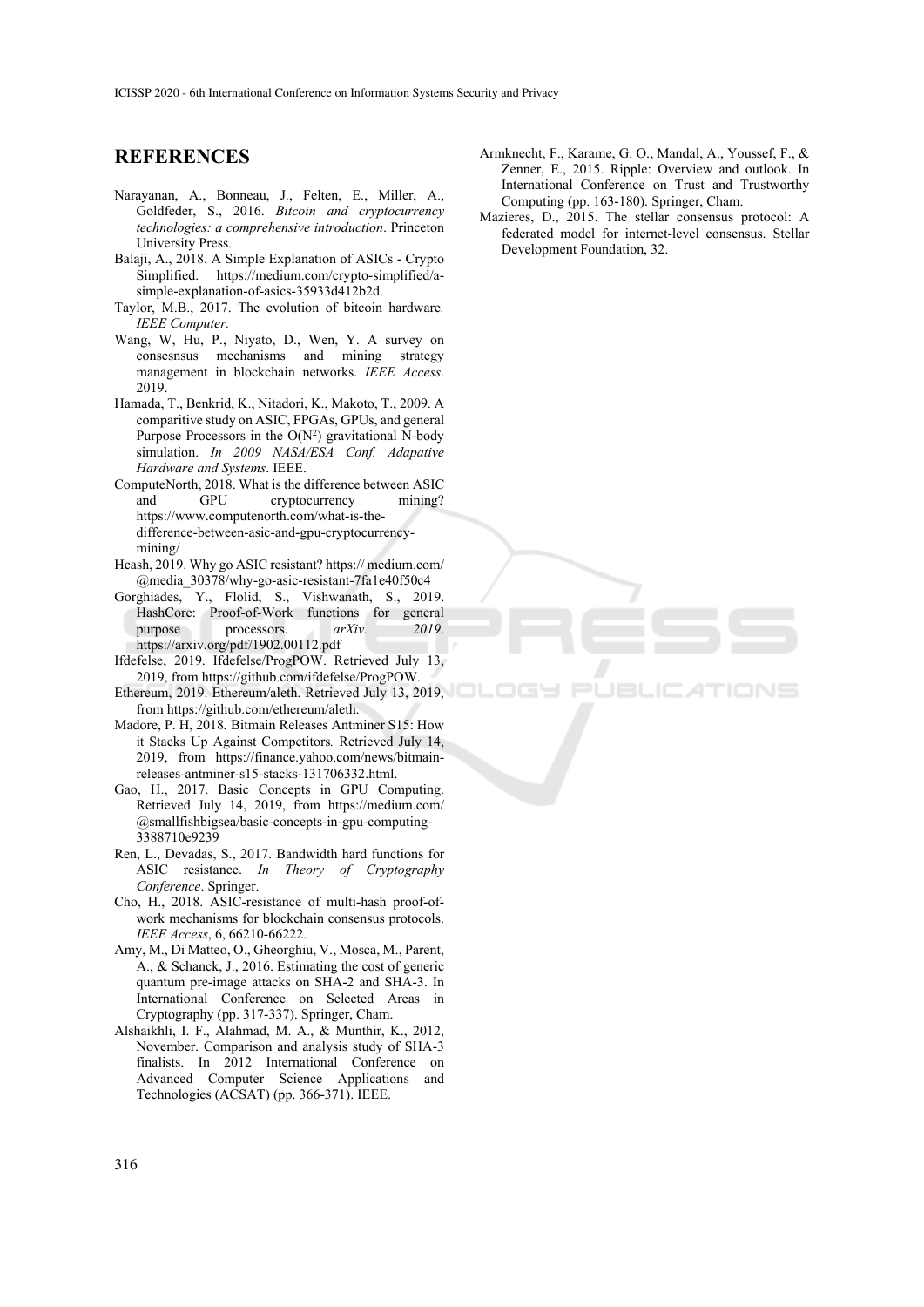## REFERENCES

Narayanan, A., Bonneau, J., Felten, E., Miller, A., Goldfeder, S., 2016. *Bitcoin and cryptocurrency technologies: a comprehensive introduction*. Princeton University Press.

Balaji, A., 2018. A Simple Explanation of ASICs - Crypto Simplified. https://medium.com/crypto-simplified/a-simple-explanation-of-asics-35933d412b2d.

Taylor, M.B., 2017. The evolution of bitcoin hardware*. IEEE Computer.*

Wang, W, Hu, P., Niyato, D., Wen, Y. A survey on consesnsus mechanisms and mining strategy management in blockchain networks. *IEEE Access*. 2019.

Hamada, T., Benkrid, K., Nitadori, K., Makoto, T., 2009. A comparitive study on ASIC, FPGAs, GPUs, and general Purpose Processors in the O(N$^2$) gravitational N-body simulation. *In 2009 NASA/ESA Conf. Adapative Hardware and Systems*. IEEE.

ComputeNorth, 2018. What is the difference between ASIC and GPU cryptocurrency mining? https://www.computenorth.com/what-is-the-difference-between-asic-and-gpu-cryptocurrency-mining/

Hcash, 2019. Why go ASIC resistant? https:// medium.com/ @media_30378/why-go-asic-resistant-7fa1e40f50c4

Gorghiades, Y., Flolid, S., Vishwanath, S., 2019. HashCore: Proof-of-Work functions for general purpose processors. *arXiv. 2019*. https://arxiv.org/pdf/1902.00112.pdf

Ifdefelse, 2019. Ifdefelse/ProgPOW. Retrieved July 13, 2019, from https://github.com/ifdefelse/ProgPOW.

Ethereum, 2019. Ethereum/aleth. Retrieved July 13, 2019, from https://github.com/ethereum/aleth.

Madore, P. H, 2018*.* Bitmain Releases Antminer S15: How it Stacks Up Against Competitors*.* Retrieved July 14, 2019, from https://finance.yahoo.com/news/bitmain-releases-antminer-s15-stacks-131706332.html.

Gao, H., 2017. Basic Concepts in GPU Computing. Retrieved July 14, 2019, from https://medium.com/ @smallfishbigsea/basic-concepts-in-gpu-computing-3388710e9239

Ren, L., Devadas, S., 2017. Bandwidth hard functions for ASIC resistance. *In Theory of Cryptography Conference*. Springer.

Cho, H., 2018. ASIC-resistance of multi-hash proof-of-work mechanisms for blockchain consensus protocols. *IEEE Access*, 6, 66210-66222.

Amy, M., Di Matteo, O., Gheorghiu, V., Mosca, M., Parent, A., & Schanck, J., 2016. Estimating the cost of generic quantum pre-image attacks on SHA-2 and SHA-3. In International Conference on Selected Areas in Cryptography (pp. 317-337). Springer, Cham.

Alshaikhli, I. F., Alahmad, M. A., & Munthir, K., 2012, November. Comparison and analysis study of SHA-3 finalists. In 2012 International Conference on Advanced Computer Science Applications and Technologies (ACSAT) (pp. 366-371). IEEE.

Armknecht, F., Karame, G. O., Mandal, A., Youssef, F., & Zenner, E., 2015. Ripple: Overview and outlook. In International Conference on Trust and Trustworthy Computing (pp. 163-180). Springer, Cham.

Mazieres, D., 2015. The stellar consensus protocol: A federated model for internet-level consensus. Stellar Development Foundation, 32.